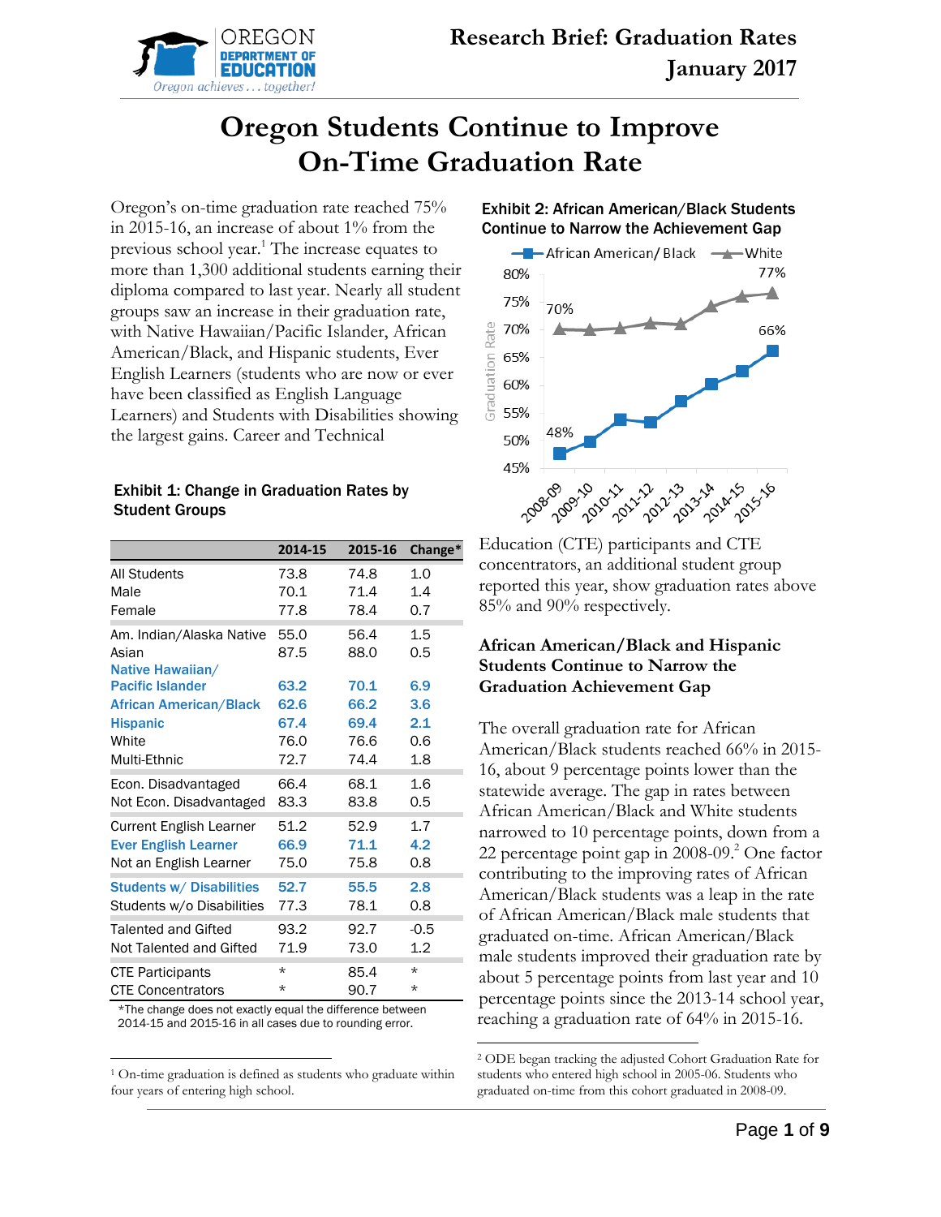Research Brief: Graduation Rates
January 2017

# Oregon Students Continue to Improve On-Time Graduation Rate

Oregon's on-time graduation rate reached 75% in 2015-16, an increase of about 1% from the previous school year.[1] The increase equates to more than 1,300 additional students earning their diploma compared to last year. Nearly all student groups saw an increase in their graduation rate, with Native Hawaiian/Pacific Islander, African American/Black, and Hispanic students, Ever English Learners (students who are now or ever have been classified as English Language Learners) and Students with Disabilities showing the largest gains. Career and Technical Education (CTE) participants and CTE concentrators, an additional student group reported this year, show graduation rates above 85% and 90% respectively.

**Exhibit 1: Change in Graduation Rates by Student Groups**

| | 2014-15 | 2015-16 | Change* |
|---|---|---|---|
| All Students | 73.8 | 74.8 | 1.0 |
| Male | 70.1 | 71.4 | 1.4 |
| Female | 77.8 | 78.4 | 0.7 |
| Am. Indian/Alaska Native | 55.0 | 56.4 | 1.5 |
| Asian | 87.5 | 88.0 | 0.5 |
| **Native Hawaiian/ Pacific Islander** | **63.2** | **70.1** | **6.9** |
| **African American/Black** | **62.6** | **66.2** | **3.6** |
| **Hispanic** | **67.4** | **69.4** | **2.1** |
| White | 76.0 | 76.6 | 0.6 |
| Multi-Ethnic | 72.7 | 74.4 | 1.8 |
| Econ. Disadvantaged | 66.4 | 68.1 | 1.6 |
| Not Econ. Disadvantaged | 83.3 | 83.8 | 0.5 |
| Current English Learner | 51.2 | 52.9 | 1.7 |
| **Ever English Learner** | **66.9** | **71.1** | **4.2** |
| Not an English Learner | 75.0 | 75.8 | 0.8 |
| **Students w/ Disabilities** | **52.7** | **55.5** | **2.8** |
| Students w/o Disabilities | 77.3 | 78.1 | 0.8 |
| Talented and Gifted | 93.2 | 92.7 | -0.5 |
| Not Talented and Gifted | 71.9 | 73.0 | 1.2 |
| CTE Participants | * | 85.4 | * |
| CTE Concentrators | * | 90.7 | * |

*The change does not exactly equal the difference between 2014-15 and 2015-16 in all cases due to rounding error.

**Exhibit 2: African American/Black Students Continue to Narrow the Achievement Gap**

## African American/Black and Hispanic Students Continue to Narrow the Graduation Achievement Gap

The overall graduation rate for African American/Black students reached 66% in 2015-16, about 9 percentage points lower than the statewide average. The gap in rates between African American/Black and White students narrowed to 10 percentage points, down from a 22 percentage point gap in 2008-09.[2] One factor contributing to the improving rates of African American/Black students was a leap in the rate of African American/Black male students that graduated on-time. African American/Black male students improved their graduation rate by about 5 percentage points from last year and 10 percentage points since the 2013-14 school year, reaching a graduation rate of 64% in 2015-16.

---

[1] On-time graduation is defined as students who graduate within four years of entering high school.

[2] ODE began tracking the adjusted Cohort Graduation Rate for students who entered high school in 2005-06. Students who graduated on-time from this cohort graduated in 2008-09.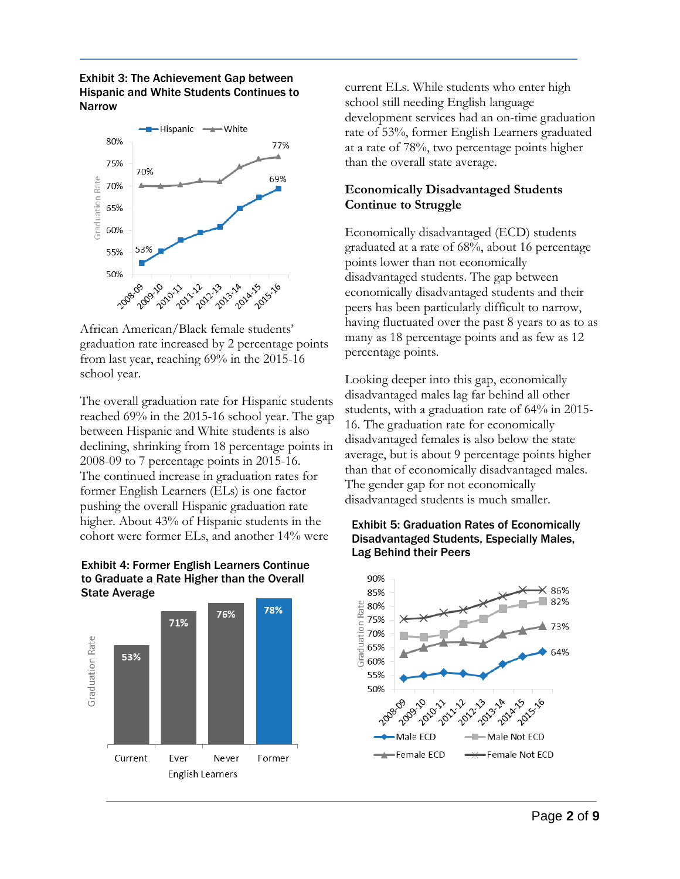**Exhibit 3: The Achievement Gap between Hispanic and White Students Continues to Narrow**

African American/Black female students' graduation rate increased by 2 percentage points from last year, reaching 69% in the 2015-16 school year.

The overall graduation rate for Hispanic students reached 69% in the 2015-16 school year. The gap between Hispanic and White students is also declining, shrinking from 18 percentage points in 2008-09 to 7 percentage points in 2015-16. The continued increase in graduation rates for former English Learners (ELs) is one factor pushing the overall Hispanic graduation rate higher. About 43% of Hispanic students in the cohort were former ELs, and another 14% were current ELs. While students who enter high school still needing English language development services had an on-time graduation rate of 53%, former English Learners graduated at a rate of 78%, two percentage points higher than the overall state average.

**Exhibit 4: Former English Learners Continue to Graduate a Rate Higher than the Overall State Average**

## Economically Disadvantaged Students Continue to Struggle

Economically disadvantaged (ECD) students graduated at a rate of 68%, about 16 percentage points lower than not economically disadvantaged students. The gap between economically disadvantaged students and their peers has been particularly difficult to narrow, having fluctuated over the past 8 years to as to as many as 18 percentage points and as few as 12 percentage points.

Looking deeper into this gap, economically disadvantaged males lag far behind all other students, with a graduation rate of 64% in 2015-16. The graduation rate for economically disadvantaged females is also below the state average, but is about 9 percentage points higher than that of economically disadvantaged males. The gender gap for not economically disadvantaged students is much smaller.

**Exhibit 5: Graduation Rates of Economically Disadvantaged Students, Especially Males, Lag Behind their Peers**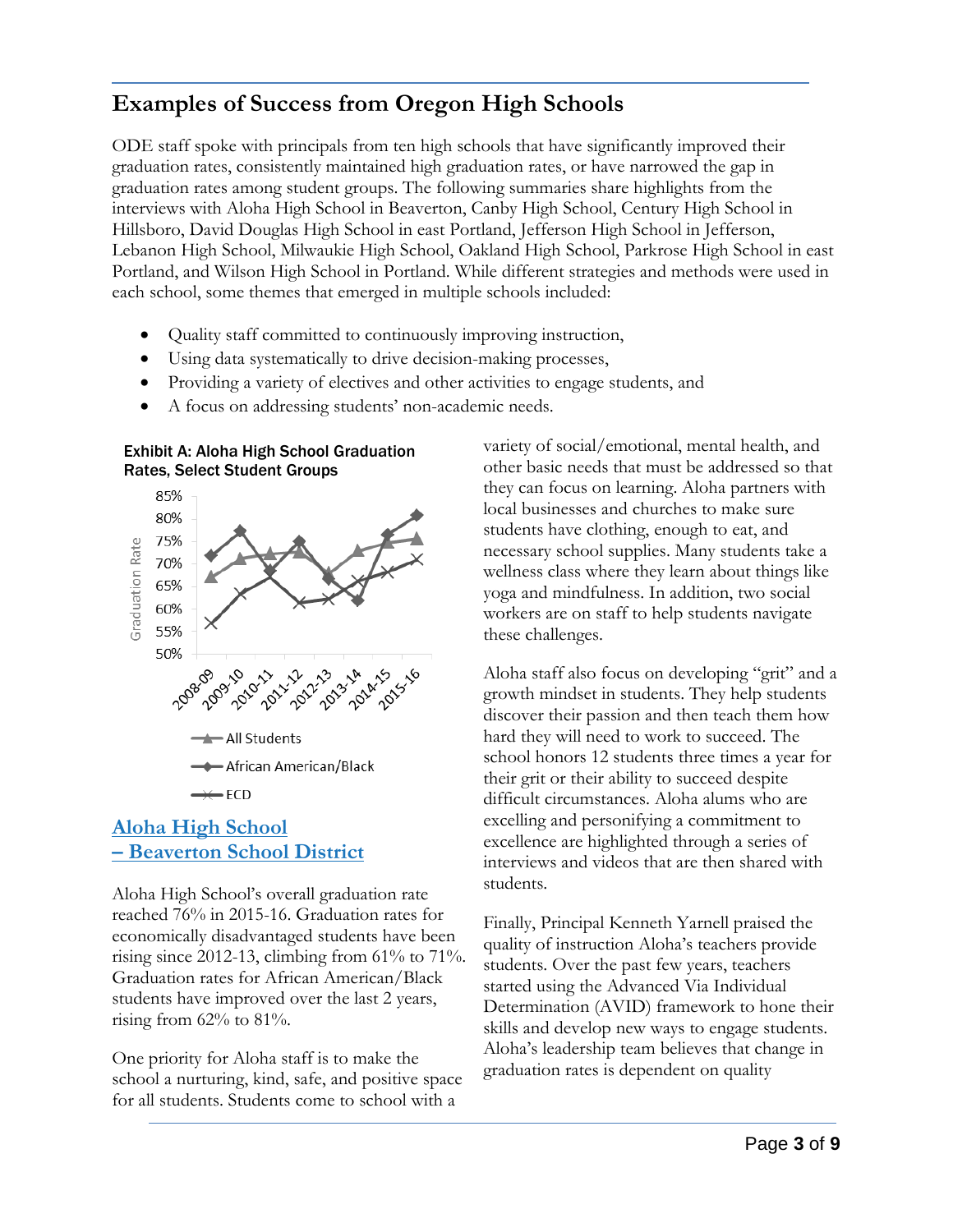## Examples of Success from Oregon High Schools

ODE staff spoke with principals from ten high schools that have significantly improved their graduation rates, consistently maintained high graduation rates, or have narrowed the gap in graduation rates among student groups. The following summaries share highlights from the interviews with Aloha High School in Beaverton, Canby High School, Century High School in Hillsboro, David Douglas High School in east Portland, Jefferson High School in Jefferson, Lebanon High School, Milwaukie High School, Oakland High School, Parkrose High School in east Portland, and Wilson High School in Portland. While different strategies and methods were used in each school, some themes that emerged in multiple schools included:

- Quality staff committed to continuously improving instruction,
- Using data systematically to drive decision-making processes,
- Providing a variety of electives and other activities to engage students, and
- A focus on addressing students' non-academic needs.

Exhibit A: Aloha High School Graduation Rates, Select Student Groups

### Aloha High School – Beaverton School District

Aloha High School's overall graduation rate reached 76% in 2015-16. Graduation rates for economically disadvantaged students have been rising since 2012-13, climbing from 61% to 71%. Graduation rates for African American/Black students have improved over the last 2 years, rising from 62% to 81%.

One priority for Aloha staff is to make the school a nurturing, kind, safe, and positive space for all students. Students come to school with a variety of social/emotional, mental health, and other basic needs that must be addressed so that they can focus on learning. Aloha partners with local businesses and churches to make sure students have clothing, enough to eat, and necessary school supplies. Many students take a wellness class where they learn about things like yoga and mindfulness. In addition, two social workers are on staff to help students navigate these challenges.

Aloha staff also focus on developing "grit" and a growth mindset in students. They help students discover their passion and then teach them how hard they will need to work to succeed. The school honors 12 students three times a year for their grit or their ability to succeed despite difficult circumstances. Aloha alums who are excelling and personifying a commitment to excellence are highlighted through a series of interviews and videos that are then shared with students.

Finally, Principal Kenneth Yarnell praised the quality of instruction Aloha's teachers provide students. Over the past few years, teachers started using the Advanced Via Individual Determination (AVID) framework to hone their skills and develop new ways to engage students. Aloha's leadership team believes that change in graduation rates is dependent on quality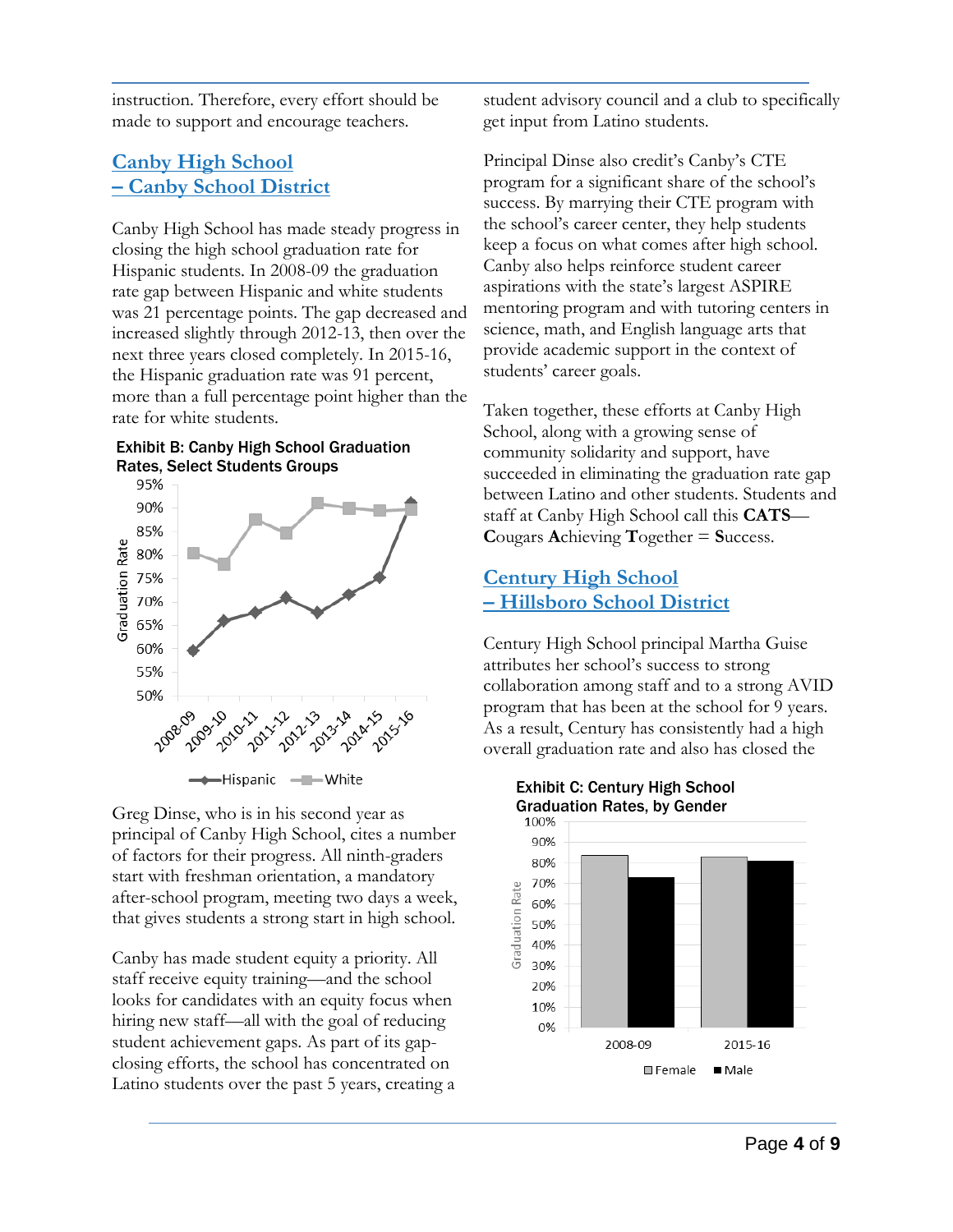instruction. Therefore, every effort should be made to support and encourage teachers.

## Canby High School – Canby School District

Canby High School has made steady progress in closing the high school graduation rate for Hispanic students. In 2008-09 the graduation rate gap between Hispanic and white students was 21 percentage points. The gap decreased and increased slightly through 2012-13, then over the next three years closed completely. In 2015-16, the Hispanic graduation rate was 91 percent, more than a full percentage point higher than the rate for white students.

**Exhibit B: Canby High School Graduation Rates, Select Students Groups**

Greg Dinse, who is in his second year as principal of Canby High School, cites a number of factors for their progress. All ninth-graders start with freshman orientation, a mandatory after-school program, meeting two days a week, that gives students a strong start in high school.

Canby has made student equity a priority. All staff receive equity training—and the school looks for candidates with an equity focus when hiring new staff—all with the goal of reducing student achievement gaps. As part of its gap-closing efforts, the school has concentrated on Latino students over the past 5 years, creating a student advisory council and a club to specifically get input from Latino students.

Principal Dinse also credit's Canby's CTE program for a significant share of the school's success. By marrying their CTE program with the school's career center, they help students keep a focus on what comes after high school. Canby also helps reinforce student career aspirations with the state's largest ASPIRE mentoring program and with tutoring centers in science, math, and English language arts that provide academic support in the context of students' career goals.

Taken together, these efforts at Canby High School, along with a growing sense of community solidarity and support, have succeeded in eliminating the graduation rate gap between Latino and other students. Students and staff at Canby High School call this **CATS**—**C**ougars **A**chieving **T**ogether = **S**uccess.

## Century High School – Hillsboro School District

Century High School principal Martha Guise attributes her school's success to strong collaboration among staff and to a strong AVID program that has been at the school for 9 years. As a result, Century has consistently had a high overall graduation rate and also has closed the

**Exhibit C: Century High School Graduation Rates, by Gender**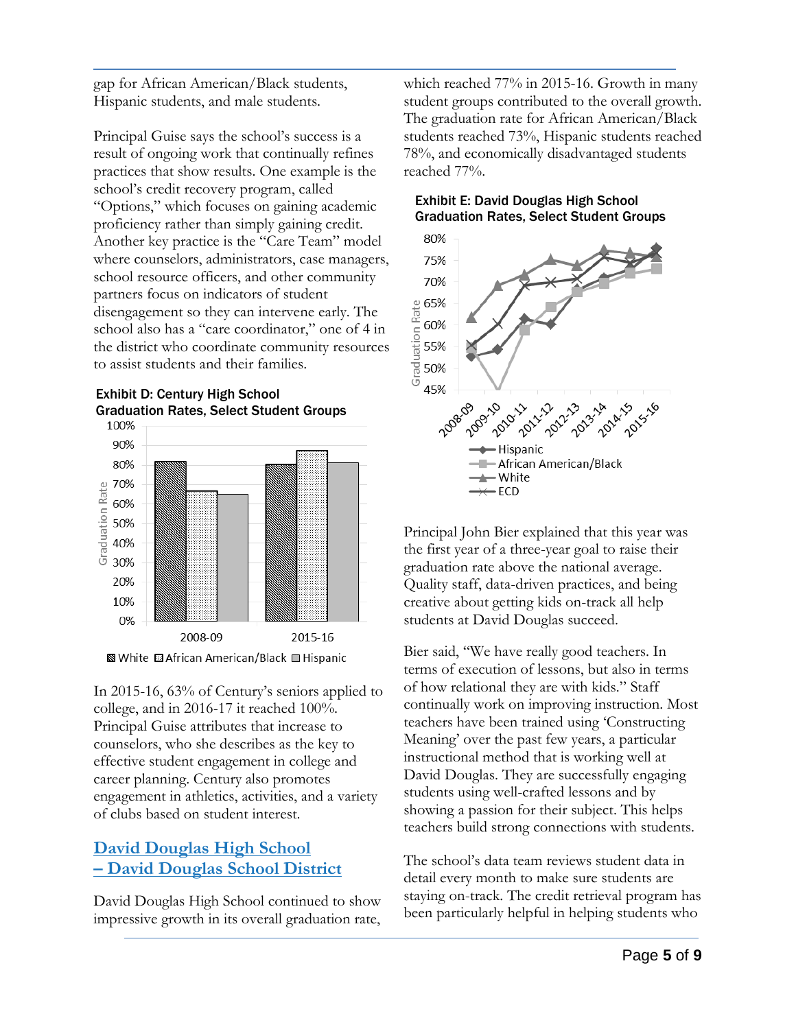gap for African American/Black students, Hispanic students, and male students.

Principal Guise says the school's success is a result of ongoing work that continually refines practices that show results. One example is the school's credit recovery program, called "Options," which focuses on gaining academic proficiency rather than simply gaining credit. Another key practice is the "Care Team" model where counselors, administrators, case managers, school resource officers, and other community partners focus on indicators of student disengagement so they can intervene early. The school also has a "care coordinator," one of 4 in the district who coordinate community resources to assist students and their families.

**Exhibit D: Century High School Graduation Rates, Select Student Groups**

In 2015-16, 63% of Century's seniors applied to college, and in 2016-17 it reached 100%. Principal Guise attributes that increase to counselors, who she describes as the key to effective student engagement in college and career planning. Century also promotes engagement in athletics, activities, and a variety of clubs based on student interest.

## David Douglas High School – David Douglas School District

David Douglas High School continued to show impressive growth in its overall graduation rate, which reached 77% in 2015-16. Growth in many student groups contributed to the overall growth. The graduation rate for African American/Black students reached 73%, Hispanic students reached 78%, and economically disadvantaged students reached 77%.

**Exhibit E: David Douglas High School Graduation Rates, Select Student Groups**

Principal John Bier explained that this year was the first year of a three-year goal to raise their graduation rate above the national average. Quality staff, data-driven practices, and being creative about getting kids on-track all help students at David Douglas succeed.

Bier said, "We have really good teachers. In terms of execution of lessons, but also in terms of how relational they are with kids." Staff continually work on improving instruction. Most teachers have been trained using 'Constructing Meaning' over the past few years, a particular instructional method that is working well at David Douglas. They are successfully engaging students using well-crafted lessons and by showing a passion for their subject. This helps teachers build strong connections with students.

The school's data team reviews student data in detail every month to make sure students are staying on-track. The credit retrieval program has been particularly helpful in helping students who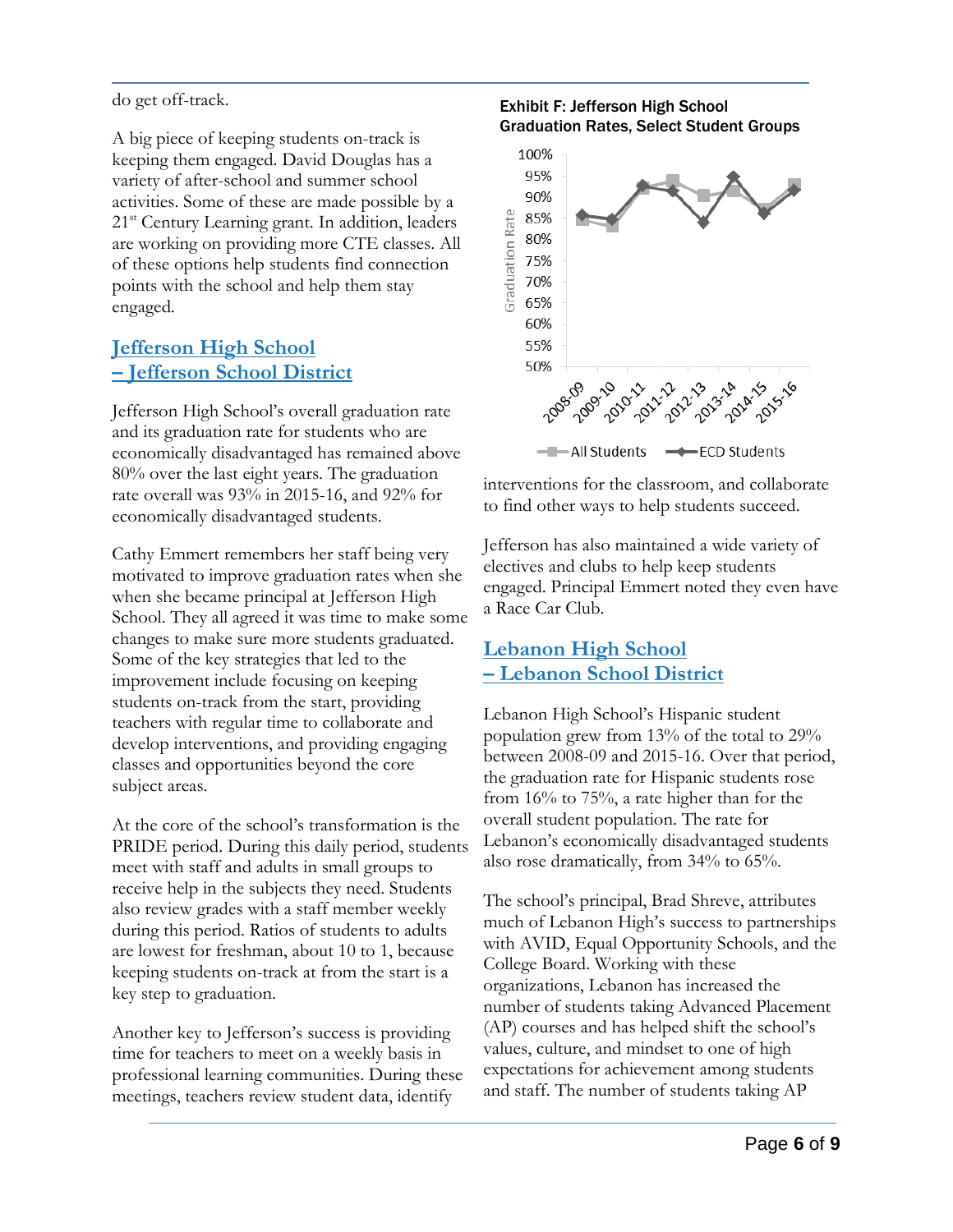do get off-track.

A big piece of keeping students on-track is keeping them engaged. David Douglas has a variety of after-school and summer school activities. Some of these are made possible by a 21st Century Learning grant. In addition, leaders are working on providing more CTE classes. All of these options help students find connection points with the school and help them stay engaged.

## Jefferson High School – Jefferson School District

Jefferson High School's overall graduation rate and its graduation rate for students who are economically disadvantaged has remained above 80% over the last eight years. The graduation rate overall was 93% in 2015-16, and 92% for economically disadvantaged students.

Cathy Emmert remembers her staff being very motivated to improve graduation rates when she when she became principal at Jefferson High School. They all agreed it was time to make some changes to make sure more students graduated. Some of the key strategies that led to the improvement include focusing on keeping students on-track from the start, providing teachers with regular time to collaborate and develop interventions, and providing engaging classes and opportunities beyond the core subject areas.

At the core of the school's transformation is the PRIDE period. During this daily period, students meet with staff and adults in small groups to receive help in the subjects they need. Students also review grades with a staff member weekly during this period. Ratios of students to adults are lowest for freshman, about 10 to 1, because keeping students on-track at from the start is a key step to graduation.

Another key to Jefferson's success is providing time for teachers to meet on a weekly basis in professional learning communities. During these meetings, teachers review student data, identify interventions for the classroom, and collaborate to find other ways to help students succeed.

Exhibit F: Jefferson High School Graduation Rates, Select Student Groups

Jefferson has also maintained a wide variety of electives and clubs to help keep students engaged. Principal Emmert noted they even have a Race Car Club.

## Lebanon High School – Lebanon School District

Lebanon High School's Hispanic student population grew from 13% of the total to 29% between 2008-09 and 2015-16. Over that period, the graduation rate for Hispanic students rose from 16% to 75%, a rate higher than for the overall student population. The rate for Lebanon's economically disadvantaged students also rose dramatically, from 34% to 65%.

The school's principal, Brad Shreve, attributes much of Lebanon High's success to partnerships with AVID, Equal Opportunity Schools, and the College Board. Working with these organizations, Lebanon has increased the number of students taking Advanced Placement (AP) courses and has helped shift the school's values, culture, and mindset to one of high expectations for achievement among students and staff. The number of students taking AP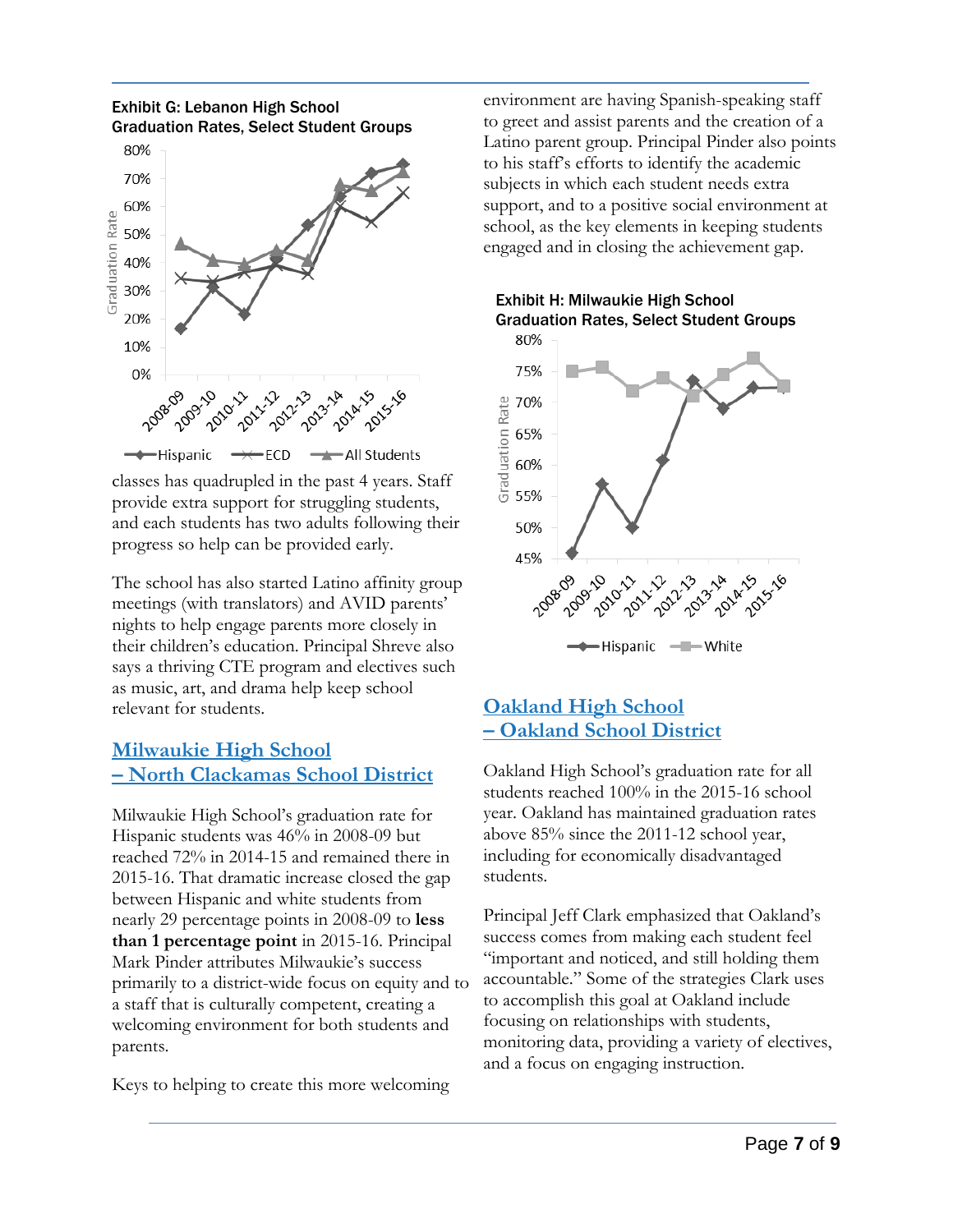Exhibit G: Lebanon High School Graduation Rates, Select Student Groups

classes has quadrupled in the past 4 years. Staff provide extra support for struggling students, and each students has two adults following their progress so help can be provided early.

The school has also started Latino affinity group meetings (with translators) and AVID parents' nights to help engage parents more closely in their children's education. Principal Shreve also says a thriving CTE program and electives such as music, art, and drama help keep school relevant for students.

## Milwaukie High School – North Clackamas School District

Milwaukie High School's graduation rate for Hispanic students was 46% in 2008-09 but reached 72% in 2014-15 and remained there in 2015-16. That dramatic increase closed the gap between Hispanic and white students from nearly 29 percentage points in 2008-09 to **less than 1 percentage point** in 2015-16. Principal Mark Pinder attributes Milwaukie's success primarily to a district-wide focus on equity and to a staff that is culturally competent, creating a welcoming environment for both students and parents.

Keys to helping to create this more welcoming environment are having Spanish-speaking staff to greet and assist parents and the creation of a Latino parent group. Principal Pinder also points to his staff's efforts to identify the academic subjects in which each student needs extra support, and to a positive social environment at school, as the key elements in keeping students engaged and in closing the achievement gap.

Exhibit H: Milwaukie High School Graduation Rates, Select Student Groups

## Oakland High School – Oakland School District

Oakland High School's graduation rate for all students reached 100% in the 2015-16 school year. Oakland has maintained graduation rates above 85% since the 2011-12 school year, including for economically disadvantaged students.

Principal Jeff Clark emphasized that Oakland's success comes from making each student feel "important and noticed, and still holding them accountable." Some of the strategies Clark uses to accomplish this goal at Oakland include focusing on relationships with students, monitoring data, providing a variety of electives, and a focus on engaging instruction.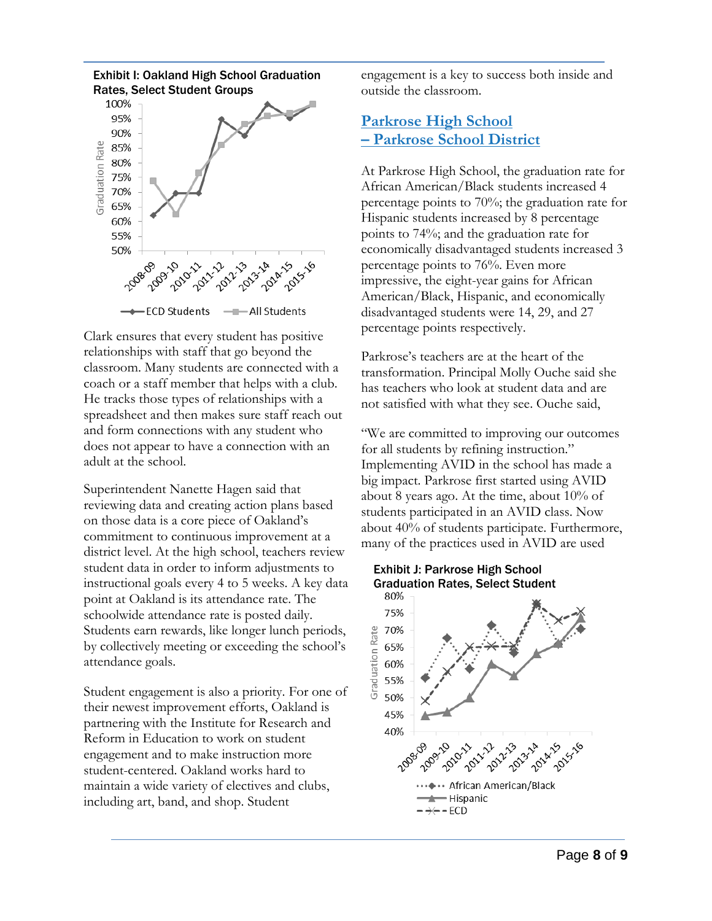**Exhibit I: Oakland High School Graduation Rates, Select Student Groups**

Clark ensures that every student has positive relationships with staff that go beyond the classroom. Many students are connected with a coach or a staff member that helps with a club. He tracks those types of relationships with a spreadsheet and then makes sure staff reach out and form connections with any student who does not appear to have a connection with an adult at the school.

Superintendent Nanette Hagen said that reviewing data and creating action plans based on those data is a core piece of Oakland's commitment to continuous improvement at a district level. At the high school, teachers review student data in order to inform adjustments to instructional goals every 4 to 5 weeks. A key data point at Oakland is its attendance rate. The schoolwide attendance rate is posted daily. Students earn rewards, like longer lunch periods, by collectively meeting or exceeding the school's attendance goals.

Student engagement is also a priority. For one of their newest improvement efforts, Oakland is partnering with the Institute for Research and Reform in Education to work on student engagement and to make instruction more student-centered. Oakland works hard to maintain a wide variety of electives and clubs, including art, band, and shop. Student engagement is a key to success both inside and outside the classroom.

## Parkrose High School – Parkrose School District

At Parkrose High School, the graduation rate for African American/Black students increased 4 percentage points to 70%; the graduation rate for Hispanic students increased by 8 percentage points to 74%; and the graduation rate for economically disadvantaged students increased 3 percentage points to 76%. Even more impressive, the eight-year gains for African American/Black, Hispanic, and economically disadvantaged students were 14, 29, and 27 percentage points respectively.

Parkrose's teachers are at the heart of the transformation. Principal Molly Ouche said she has teachers who look at student data and are not satisfied with what they see. Ouche said,

"We are committed to improving our outcomes for all students by refining instruction." Implementing AVID in the school has made a big impact. Parkrose first started using AVID about 8 years ago. At the time, about 10% of students participated in an AVID class. Now about 40% of students participate. Furthermore, many of the practices used in AVID are used

**Exhibit J: Parkrose High School Graduation Rates, Select Student**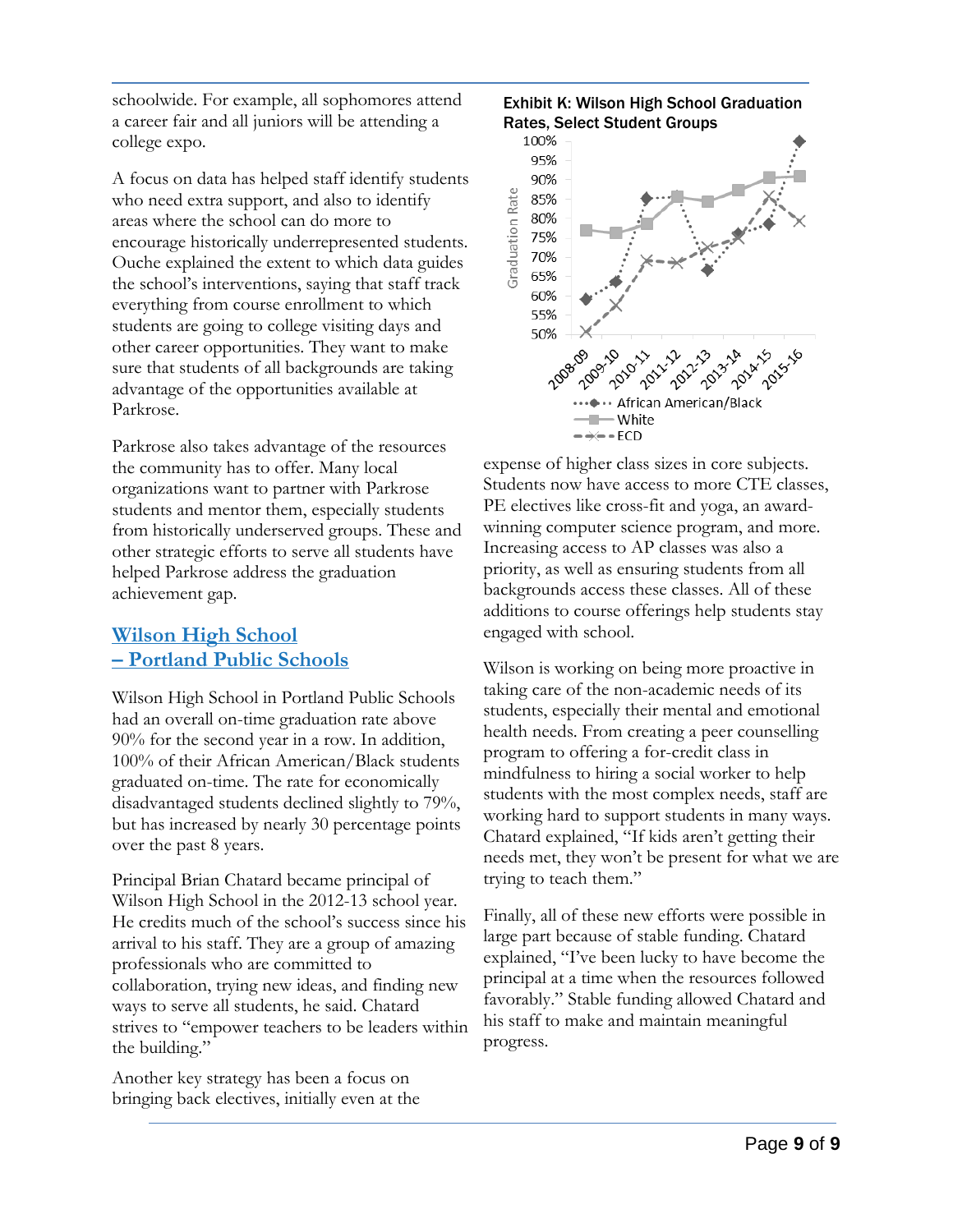schoolwide. For example, all sophomores attend a career fair and all juniors will be attending a college expo.

A focus on data has helped staff identify students who need extra support, and also to identify areas where the school can do more to encourage historically underrepresented students. Ouche explained the extent to which data guides the school's interventions, saying that staff track everything from course enrollment to which students are going to college visiting days and other career opportunities. They want to make sure that students of all backgrounds are taking advantage of the opportunities available at Parkrose.

Parkrose also takes advantage of the resources the community has to offer. Many local organizations want to partner with Parkrose students and mentor them, especially students from historically underserved groups. These and other strategic efforts to serve all students have helped Parkrose address the graduation achievement gap.

## Wilson High School – Portland Public Schools

Wilson High School in Portland Public Schools had an overall on-time graduation rate above 90% for the second year in a row. In addition, 100% of their African American/Black students graduated on-time. The rate for economically disadvantaged students declined slightly to 79%, but has increased by nearly 30 percentage points over the past 8 years.

Principal Brian Chatard became principal of Wilson High School in the 2012-13 school year. He credits much of the school's success since his arrival to his staff. They are a group of amazing professionals who are committed to collaboration, trying new ideas, and finding new ways to serve all students, he said. Chatard strives to "empower teachers to be leaders within the building."

Another key strategy has been a focus on bringing back electives, initially even at the expense of higher class sizes in core subjects. Students now have access to more CTE classes, PE electives like cross-fit and yoga, an award-winning computer science program, and more. Increasing access to AP classes was also a priority, as well as ensuring students from all backgrounds access these classes. All of these additions to course offerings help students stay engaged with school.

**Exhibit K: Wilson High School Graduation Rates, Select Student Groups**

Graduation Rate

100%
95%
90%
85%
80%
75%
70%
65%
60%
55%
50%

2008-09
2009-10
2010-11
2011-12
2012-13
2013-14
2014-15
2015-16

African American/Black
White
ECD

Wilson is working on being more proactive in taking care of the non-academic needs of its students, especially their mental and emotional health needs. From creating a peer counselling program to offering a for-credit class in mindfulness to hiring a social worker to help students with the most complex needs, staff are working hard to support students in many ways. Chatard explained, "If kids aren't getting their needs met, they won't be present for what we are trying to teach them."

Finally, all of these new efforts were possible in large part because of stable funding. Chatard explained, "I've been lucky to have become the principal at a time when the resources followed favorably." Stable funding allowed Chatard and his staff to make and maintain meaningful progress.